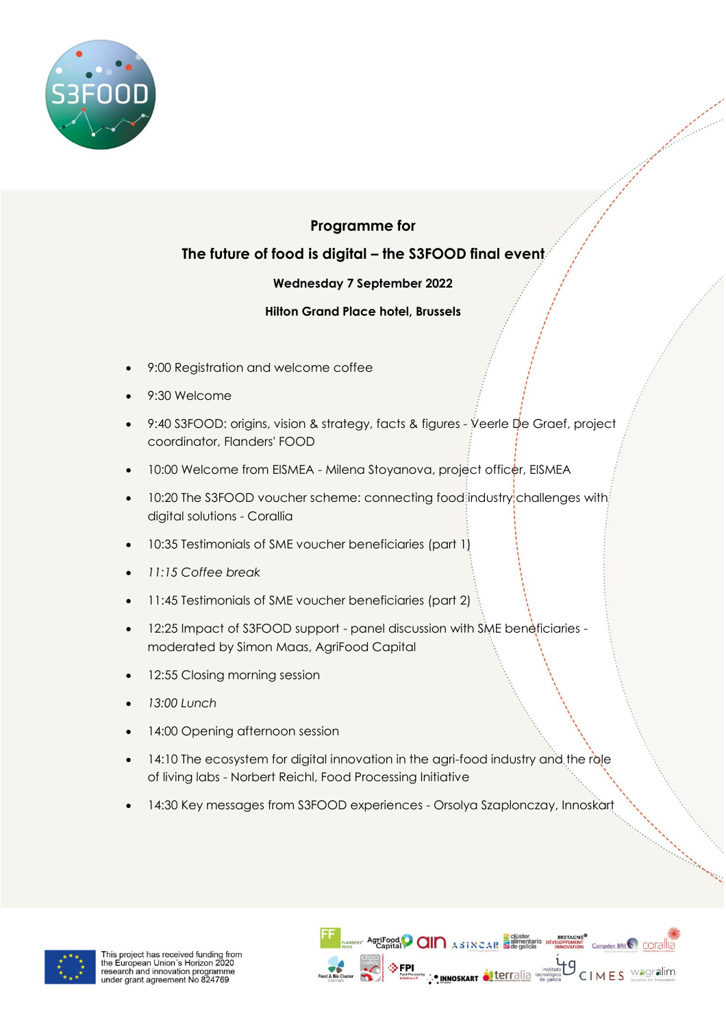**Programme for**

**The future of food is digital – the S3FOOD final event**

**Wednesday 7 September 2022**

**Hilton Grand Place hotel, Brussels**

- 9:00 Registration and welcome coffee
- 9:30 Welcome
- 9:40 S3FOOD: origins, vision & strategy, facts & figures - Veerle De Graef, project coordinator, Flanders' FOOD
- 10:00 Welcome from EISMEA - Milena Stoyanova, project officer, EISMEA
- 10:20 The S3FOOD voucher scheme: connecting food industry challenges with digital solutions - Corallia
- 10:35 Testimonials of SME voucher beneficiaries (part 1)
- *11:15 Coffee break*
- 11:45 Testimonials of SME voucher beneficiaries (part 2)
- 12:25 Impact of S3FOOD support - panel discussion with SME beneficiaries - moderated by Simon Maas, AgriFood Capital
- 12:55 Closing morning session
- *13:00 Lunch*
- 14:00 Opening afternoon session
- 14:10 The ecosystem for digital innovation in the agri-food industry and the role of living labs - Norbert Reichl, Food Processing Initiative
- 14:30 Key messages from S3FOOD experiences - Orsolya Szaplonczay, Innoskart

This project has received funding from the European Union's Horizon 2020 research and innovation programme under grant agreement No 824769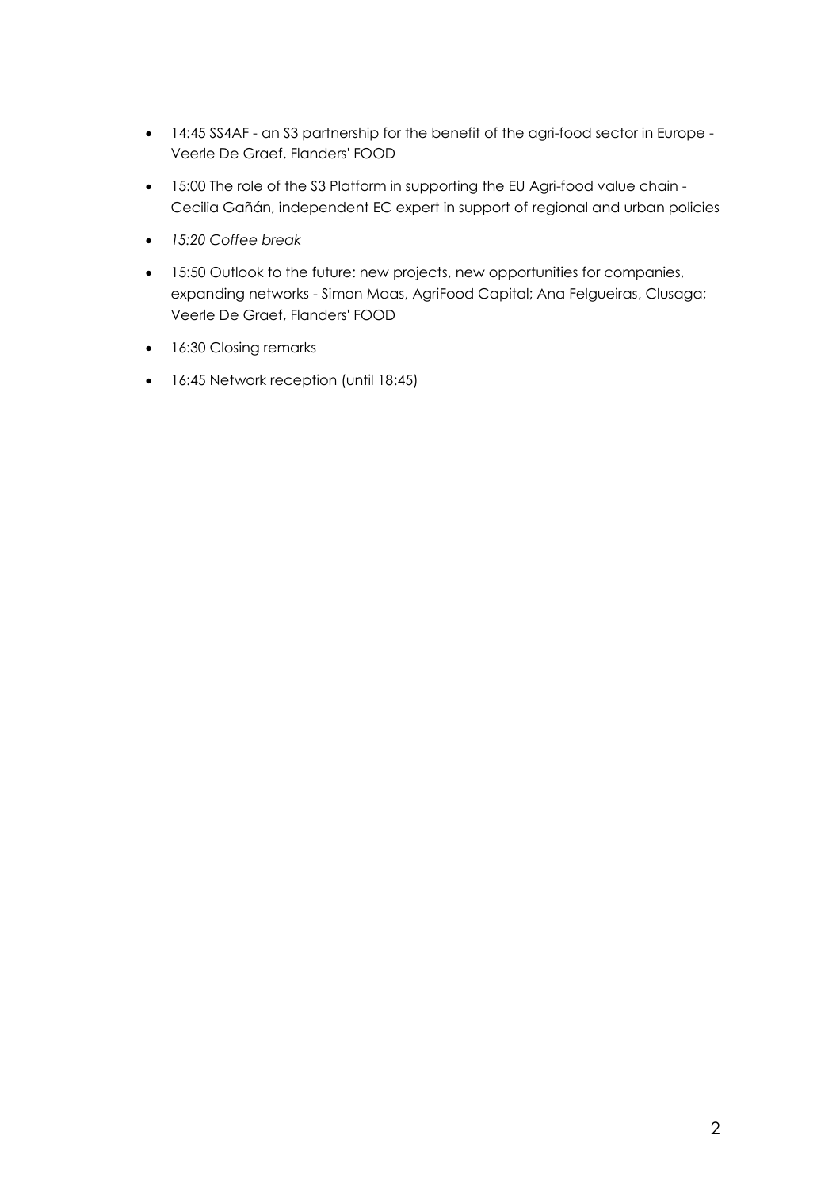- 14:45 SS4AF - an S3 partnership for the benefit of the agri-food sector in Europe - Veerle De Graef, Flanders' FOOD
- 15:00 The role of the S3 Platform in supporting the EU Agri-food value chain - Cecilia Gañán, independent EC expert in support of regional and urban policies
- *15:20 Coffee break*
- 15:50 Outlook to the future: new projects, new opportunities for companies, expanding networks - Simon Maas, AgriFood Capital; Ana Felgueiras, Clusaga; Veerle De Graef, Flanders' FOOD
- 16:30 Closing remarks
- 16:45 Network reception (until 18:45)